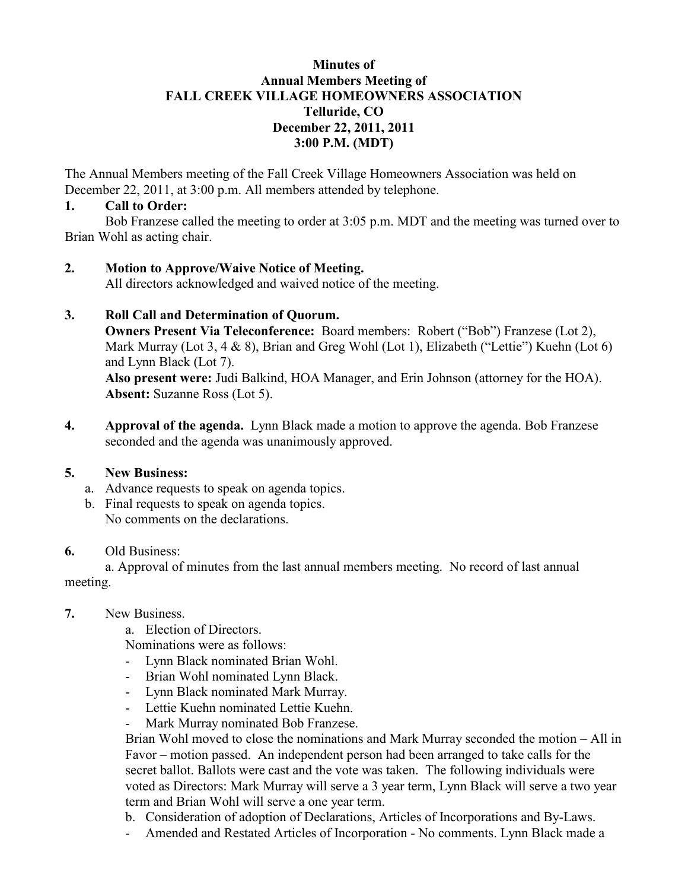**Minutes of**
**Annual Members Meeting of**
**FALL CREEK VILLAGE HOMEOWNERS ASSOCIATION**
**Telluride, CO**
**December 22, 2011, 2011**
**3:00 P.M. (MDT)**

The Annual Members meeting of the Fall Creek Village Homeowners Association was held on December 22, 2011, at 3:00 p.m. All members attended by telephone.

**1. Call to Order:**
Bob Franzese called the meeting to order at 3:05 p.m. MDT and the meeting was turned over to Brian Wohl as acting chair.

**2. Motion to Approve/Waive Notice of Meeting.**
All directors acknowledged and waived notice of the meeting.

**3. Roll Call and Determination of Quorum.**
**Owners Present Via Teleconference:** Board members: Robert ("Bob") Franzese (Lot 2), Mark Murray (Lot 3, 4 & 8), Brian and Greg Wohl (Lot 1), Elizabeth ("Lettie") Kuehn (Lot 6) and Lynn Black (Lot 7).
**Also present were:** Judi Balkind, HOA Manager, and Erin Johnson (attorney for the HOA).
**Absent:** Suzanne Ross (Lot 5).

**4. Approval of the agenda.** Lynn Black made a motion to approve the agenda. Bob Franzese seconded and the agenda was unanimously approved.

**5. New Business:**
a. Advance requests to speak on agenda topics.
b. Final requests to speak on agenda topics.
No comments on the declarations.

**6.** Old Business:
a. Approval of minutes from the last annual members meeting. No record of last annual meeting.

**7.** New Business.
a. Election of Directors.
Nominations were as follows:
- Lynn Black nominated Brian Wohl.
- Brian Wohl nominated Lynn Black.
- Lynn Black nominated Mark Murray.
- Lettie Kuehn nominated Lettie Kuehn.
- Mark Murray nominated Bob Franzese.

Brian Wohl moved to close the nominations and Mark Murray seconded the motion – All in Favor – motion passed. An independent person had been arranged to take calls for the secret ballot. Ballots were cast and the vote was taken. The following individuals were voted as Directors: Mark Murray will serve a 3 year term, Lynn Black will serve a two year term and Brian Wohl will serve a one year term.

b. Consideration of adoption of Declarations, Articles of Incorporations and By-Laws.
- Amended and Restated Articles of Incorporation - No comments. Lynn Black made a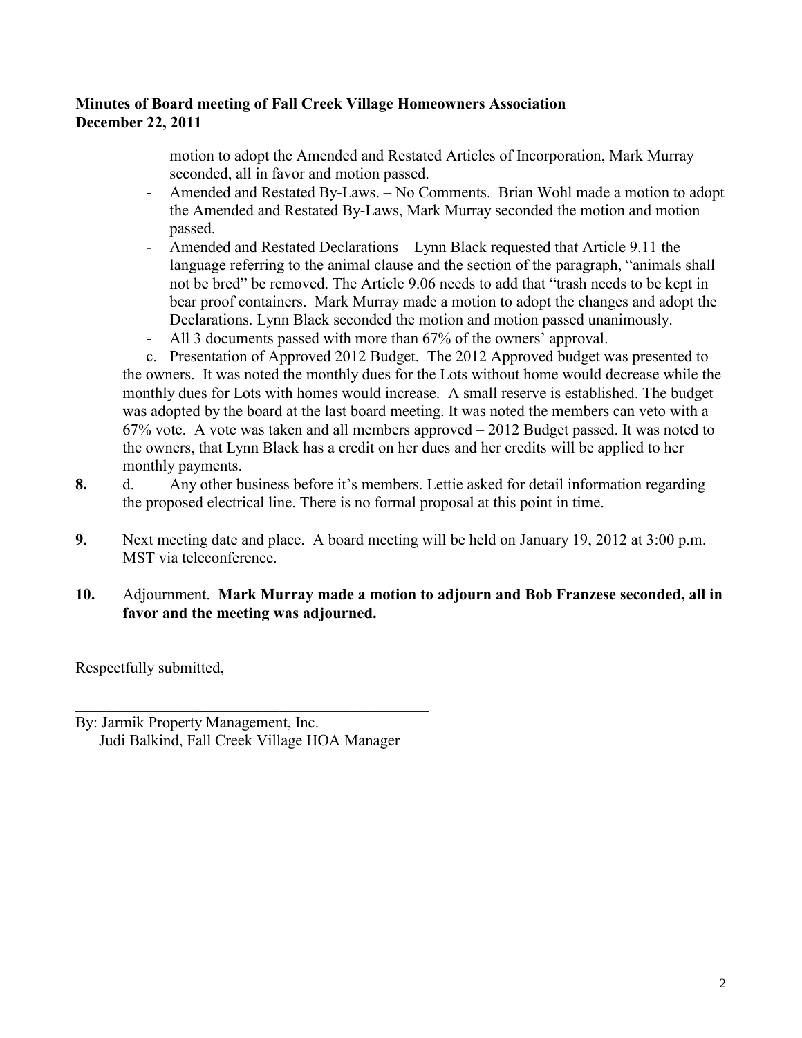**Minutes of Board meeting of Fall Creek Village Homeowners Association**
**December 22, 2011**

motion to adopt the Amended and Restated Articles of Incorporation, Mark Murray seconded, all in favor and motion passed.

- Amended and Restated By-Laws. – No Comments. Brian Wohl made a motion to adopt the Amended and Restated By-Laws, Mark Murray seconded the motion and motion passed.
- Amended and Restated Declarations – Lynn Black requested that Article 9.11 the language referring to the animal clause and the section of the paragraph, "animals shall not be bred" be removed. The Article 9.06 needs to add that "trash needs to be kept in bear proof containers. Mark Murray made a motion to adopt the changes and adopt the Declarations. Lynn Black seconded the motion and motion passed unanimously.
- All 3 documents passed with more than 67% of the owners' approval.

c. Presentation of Approved 2012 Budget. The 2012 Approved budget was presented to the owners. It was noted the monthly dues for the Lots without home would decrease while the monthly dues for Lots with homes would increase. A small reserve is established. The budget was adopted by the board at the last board meeting. It was noted the members can veto with a 67% vote. A vote was taken and all members approved – 2012 Budget passed. It was noted to the owners, that Lynn Black has a credit on her dues and her credits will be applied to her monthly payments.

**8.** d. Any other business before it's members. Lettie asked for detail information regarding the proposed electrical line. There is no formal proposal at this point in time.

**9.** Next meeting date and place. A board meeting will be held on January 19, 2012 at 3:00 p.m. MST via teleconference.

**10.** Adjournment. **Mark Murray made a motion to adjourn and Bob Franzese seconded, all in favor and the meeting was adjourned.**

Respectfully submitted,

\_\_\_\_\_\_\_\_\_\_\_\_\_\_\_\_\_\_\_\_\_\_\_\_\_\_\_\_\_\_\_\_\_\_\_\_\_\_\_\_\_\_\_\_

By: Jarmik Property Management, Inc.
Judi Balkind, Fall Creek Village HOA Manager